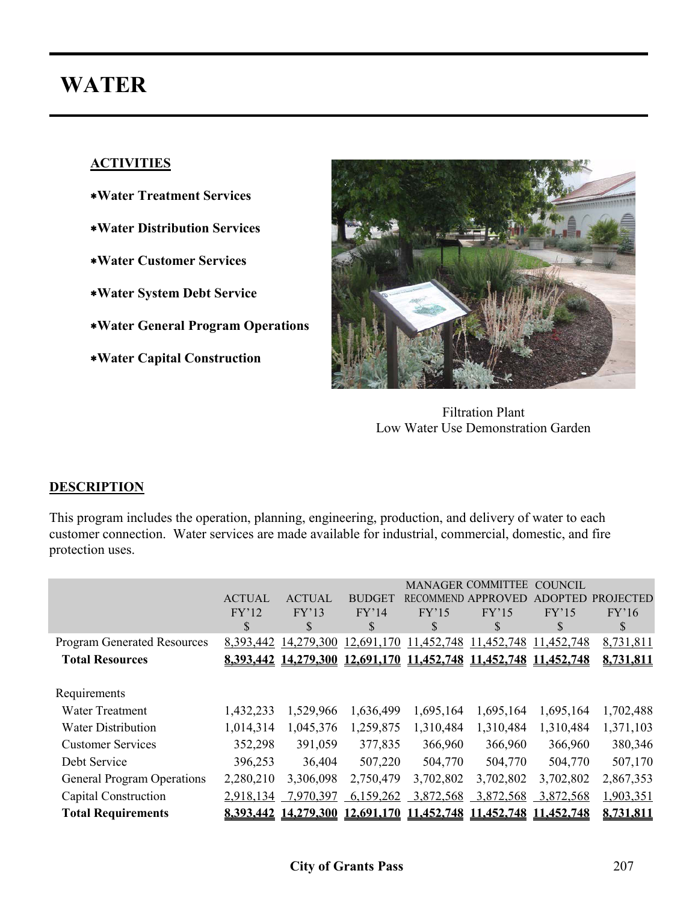# WATER

## ACTIVITIES

- *Water Treatment Services
- *Water Distribution Services
- *Water Customer Services
- *Water System Debt Service
- *Water General Program Operations
- *Water Capital Construction

Filtration Plant
Low Water Use Demonstration Garden

## DESCRIPTION

This program includes the operation, planning, engineering, production, and delivery of water to each customer connection. Water services are made available for industrial, commercial, domestic, and fire protection uses.

| | ACTUAL FY'12 $ | ACTUAL FY'13 $ | BUDGET FY'14 $ | MANAGER RECOMMEND FY'15 $ | COMMITTEE APPROVED FY'15 $ | COUNCIL ADOPTED FY'15 $ | PROJECTED FY'16 $ |
|---|---|---|---|---|---|---|---|
| Program Generated Resources | 8,393,442 | 14,279,300 | 12,691,170 | 11,452,748 | 11,452,748 | 11,452,748 | 8,731,811 |
| **Total Resources** | **8,393,442** | **14,279,300** | **12,691,170** | **11,452,748** | **11,452,748** | **11,452,748** | **8,731,811** |
| Requirements | | | | | | | |
| Water Treatment | 1,432,233 | 1,529,966 | 1,636,499 | 1,695,164 | 1,695,164 | 1,695,164 | 1,702,488 |
| Water Distribution | 1,014,314 | 1,045,376 | 1,259,875 | 1,310,484 | 1,310,484 | 1,310,484 | 1,371,103 |
| Customer Services | 352,298 | 391,059 | 377,835 | 366,960 | 366,960 | 366,960 | 380,346 |
| Debt Service | 396,253 | 36,404 | 507,220 | 504,770 | 504,770 | 504,770 | 507,170 |
| General Program Operations | 2,280,210 | 3,306,098 | 2,750,479 | 3,702,802 | 3,702,802 | 3,702,802 | 2,867,353 |
| Capital Construction | 2,918,134 | 7,970,397 | 6,159,262 | 3,872,568 | 3,872,568 | 3,872,568 | 1,903,351 |
| **Total Requirements** | **8,393,442** | **14,279,300** | **12,691,170** | **11,452,748** | **11,452,748** | **11,452,748** | **8,731,811** |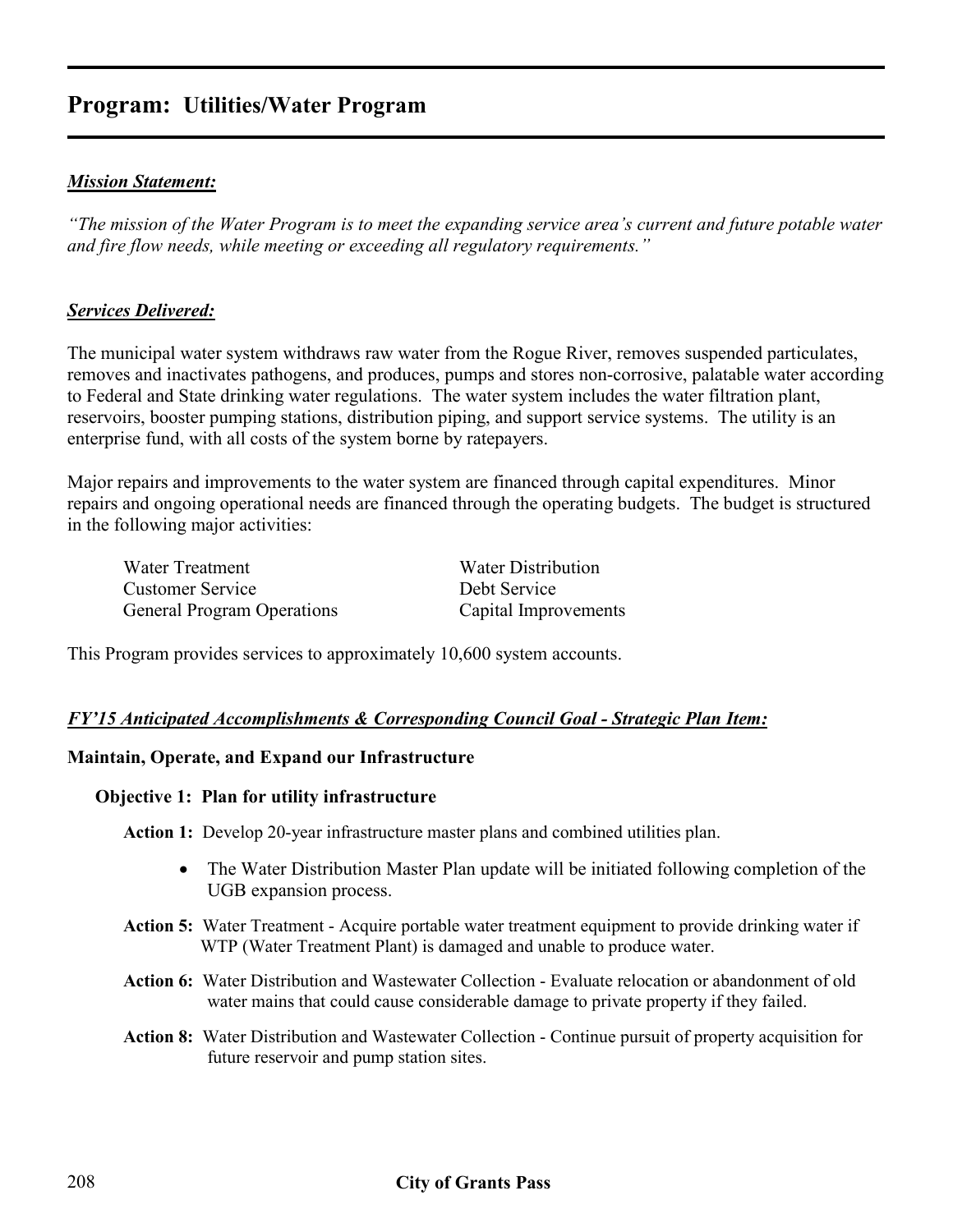## Program: Utilities/Water Program

***Mission Statement:***

*"The mission of the Water Program is to meet the expanding service area's current and future potable water and fire flow needs, while meeting or exceeding all regulatory requirements."*

***Services Delivered:***

The municipal water system withdraws raw water from the Rogue River, removes suspended particulates, removes and inactivates pathogens, and produces, pumps and stores non-corrosive, palatable water according to Federal and State drinking water regulations. The water system includes the water filtration plant, reservoirs, booster pumping stations, distribution piping, and support service systems. The utility is an enterprise fund, with all costs of the system borne by ratepayers.

Major repairs and improvements to the water system are financed through capital expenditures. Minor repairs and ongoing operational needs are financed through the operating budgets. The budget is structured in the following major activities:

- Water Treatment
- Customer Service
- General Program Operations
- Water Distribution
- Debt Service
- Capital Improvements

This Program provides services to approximately 10,600 system accounts.

***FY'15 Anticipated Accomplishments & Corresponding Council Goal - Strategic Plan Item:***

**Maintain, Operate, and Expand our Infrastructure**

**Objective 1: Plan for utility infrastructure**

**Action 1:** Develop 20-year infrastructure master plans and combined utilities plan.

- The Water Distribution Master Plan update will be initiated following completion of the UGB expansion process.

**Action 5:** Water Treatment - Acquire portable water treatment equipment to provide drinking water if WTP (Water Treatment Plant) is damaged and unable to produce water.

**Action 6:** Water Distribution and Wastewater Collection - Evaluate relocation or abandonment of old water mains that could cause considerable damage to private property if they failed.

**Action 8:** Water Distribution and Wastewater Collection - Continue pursuit of property acquisition for future reservoir and pump station sites.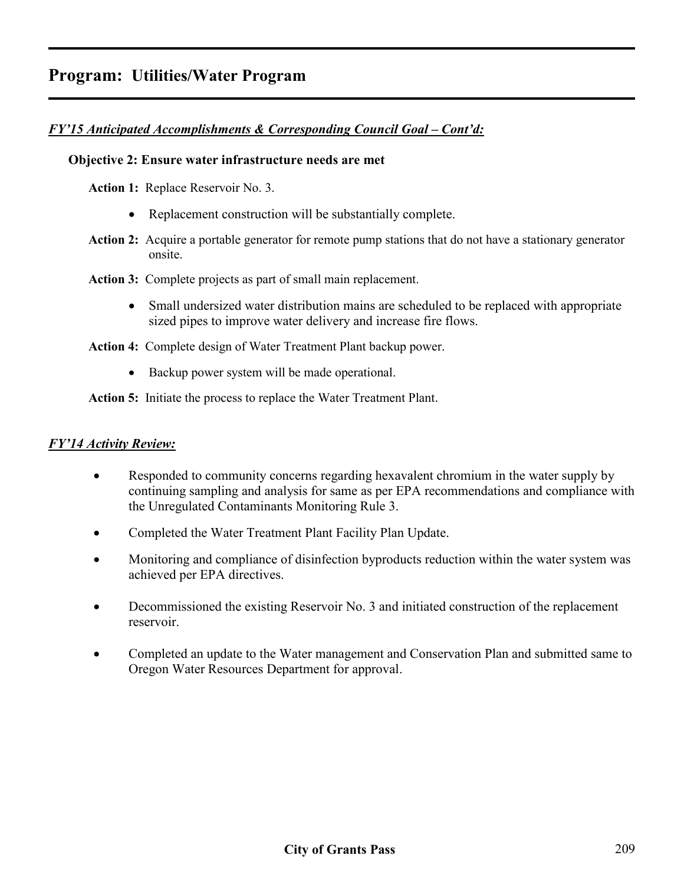# Program: Utilities/Water Program

***FY'15 Anticipated Accomplishments & Corresponding Council Goal – Cont'd:***

**Objective 2: Ensure water infrastructure needs are met**

**Action 1:** Replace Reservoir No. 3.

- Replacement construction will be substantially complete.

**Action 2:** Acquire a portable generator for remote pump stations that do not have a stationary generator onsite.

**Action 3:** Complete projects as part of small main replacement.

- Small undersized water distribution mains are scheduled to be replaced with appropriate sized pipes to improve water delivery and increase fire flows.

**Action 4:** Complete design of Water Treatment Plant backup power.

- Backup power system will be made operational.

**Action 5:** Initiate the process to replace the Water Treatment Plant.

***FY'14 Activity Review:***

- Responded to community concerns regarding hexavalent chromium in the water supply by continuing sampling and analysis for same as per EPA recommendations and compliance with the Unregulated Contaminants Monitoring Rule 3.
- Completed the Water Treatment Plant Facility Plan Update.
- Monitoring and compliance of disinfection byproducts reduction within the water system was achieved per EPA directives.
- Decommissioned the existing Reservoir No. 3 and initiated construction of the replacement reservoir.
- Completed an update to the Water management and Conservation Plan and submitted same to Oregon Water Resources Department for approval.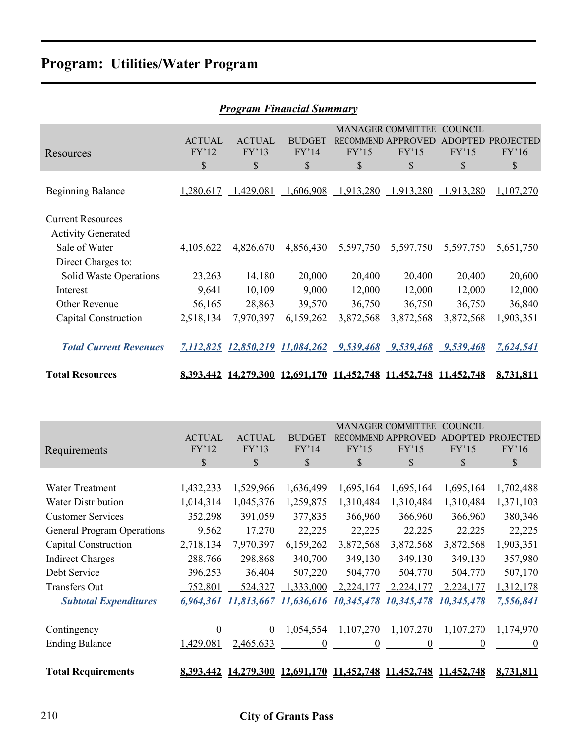# Program: Utilities/Water Program

***Program Financial Summary***

| Resources | ACTUAL FY'12 $ | ACTUAL FY'13 $ | BUDGET FY'14 $ | MANAGER RECOMMEND FY'15 $ | COMMITTEE APPROVED FY'15 $ | COUNCIL ADOPTED FY'15 $ | PROJECTED FY'16 $ |
|---|---|---|---|---|---|---|---|
| Beginning Balance | 1,280,617 | 1,429,081 | 1,606,908 | 1,913,280 | 1,913,280 | 1,913,280 | 1,107,270 |
| Current Resources | | | | | | | |
| Activity Generated | | | | | | | |
| Sale of Water | 4,105,622 | 4,826,670 | 4,856,430 | 5,597,750 | 5,597,750 | 5,597,750 | 5,651,750 |
| Direct Charges to: | | | | | | | |
| Solid Waste Operations | 23,263 | 14,180 | 20,000 | 20,400 | 20,400 | 20,400 | 20,600 |
| Interest | 9,641 | 10,109 | 9,000 | 12,000 | 12,000 | 12,000 | 12,000 |
| Other Revenue | 56,165 | 28,863 | 39,570 | 36,750 | 36,750 | 36,750 | 36,840 |
| Capital Construction | 2,918,134 | 7,970,397 | 6,159,262 | 3,872,568 | 3,872,568 | 3,872,568 | 1,903,351 |
| ***Total Current Revenues*** | ***7,112,825*** | ***12,850,219*** | ***11,084,262*** | ***9,539,468*** | ***9,539,468*** | ***9,539,468*** | ***7,624,541*** |
| **Total Resources** | **8,393,442** | **14,279,300** | **12,691,170** | **11,452,748** | **11,452,748** | **11,452,748** | **8,731,811** |

| Requirements | ACTUAL FY'12 $ | ACTUAL FY'13 $ | BUDGET FY'14 $ | MANAGER RECOMMEND FY'15 $ | COMMITTEE APPROVED FY'15 $ | COUNCIL ADOPTED FY'15 $ | PROJECTED FY'16 $ |
|---|---|---|---|---|---|---|---|
| Water Treatment | 1,432,233 | 1,529,966 | 1,636,499 | 1,695,164 | 1,695,164 | 1,695,164 | 1,702,488 |
| Water Distribution | 1,014,314 | 1,045,376 | 1,259,875 | 1,310,484 | 1,310,484 | 1,310,484 | 1,371,103 |
| Customer Services | 352,298 | 391,059 | 377,835 | 366,960 | 366,960 | 366,960 | 380,346 |
| General Program Operations | 9,562 | 17,270 | 22,225 | 22,225 | 22,225 | 22,225 | 22,225 |
| Capital Construction | 2,718,134 | 7,970,397 | 6,159,262 | 3,872,568 | 3,872,568 | 3,872,568 | 1,903,351 |
| Indirect Charges | 288,766 | 298,868 | 340,700 | 349,130 | 349,130 | 349,130 | 357,980 |
| Debt Service | 396,253 | 36,404 | 507,220 | 504,770 | 504,770 | 504,770 | 507,170 |
| Transfers Out | 752,801 | 524,327 | 1,333,000 | 2,224,177 | 2,224,177 | 2,224,177 | 1,312,178 |
| ***Subtotal Expenditures*** | ***6,964,361*** | ***11,813,667*** | ***11,636,616*** | ***10,345,478*** | ***10,345,478*** | ***10,345,478*** | ***7,556,841*** |
| Contingency | 0 | 0 | 1,054,554 | 1,107,270 | 1,107,270 | 1,107,270 | 1,174,970 |
| Ending Balance | 1,429,081 | 2,465,633 | 0 | 0 | 0 | 0 | 0 |
| **Total Requirements** | **8,393,442** | **14,279,300** | **12,691,170** | **11,452,748** | **11,452,748** | **11,452,748** | **8,731,811** |

**City of Grants Pass**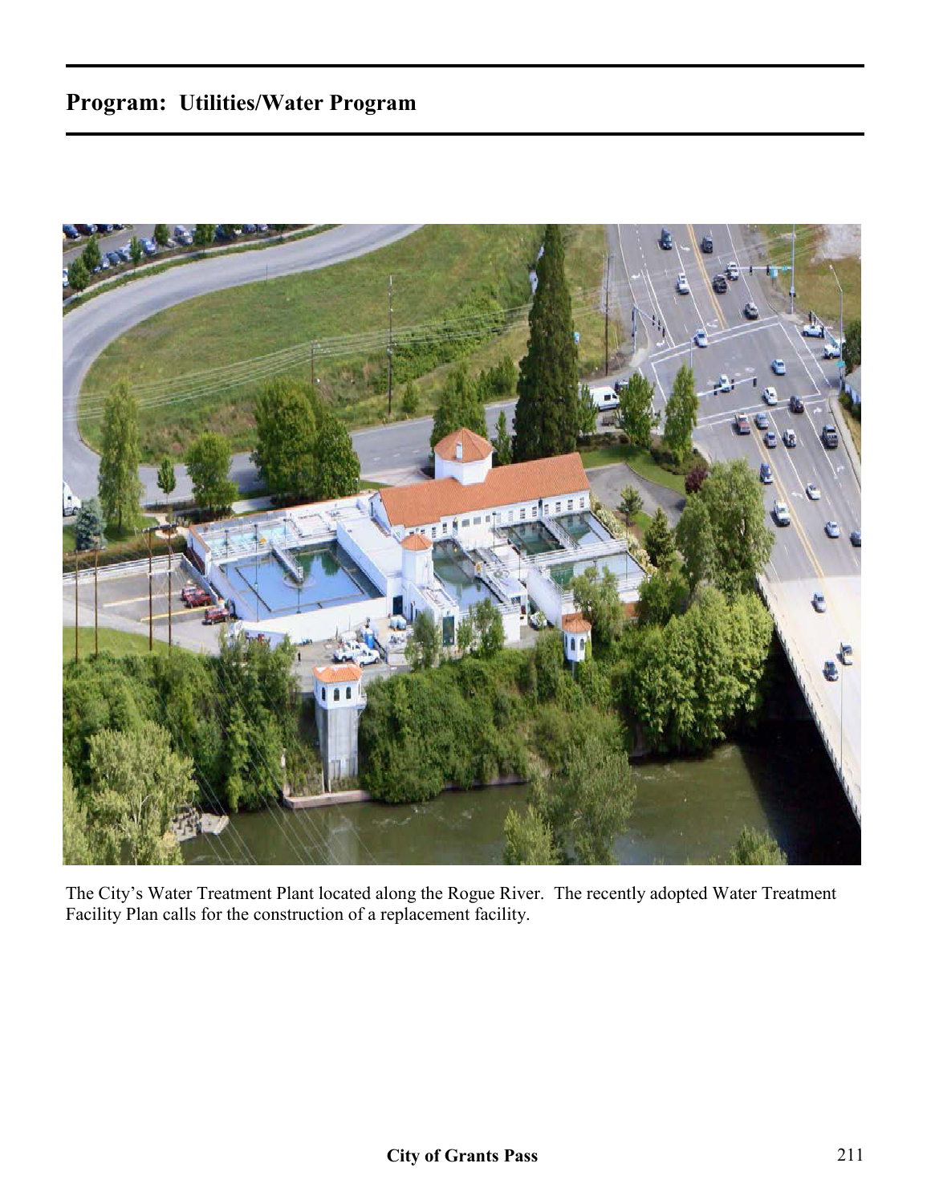## Program: Utilities/Water Program

The City's Water Treatment Plant located along the Rogue River. The recently adopted Water Treatment Facility Plan calls for the construction of a replacement facility.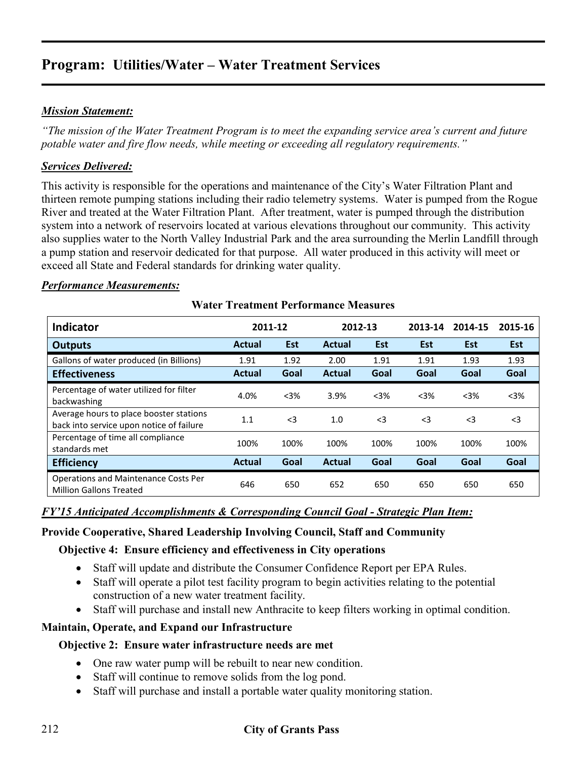# Program: Utilities/Water – Water Treatment Services

***Mission Statement:***

*"The mission of the Water Treatment Program is to meet the expanding service area's current and future potable water and fire flow needs, while meeting or exceeding all regulatory requirements."*

***Services Delivered:***

This activity is responsible for the operations and maintenance of the City's Water Filtration Plant and thirteen remote pumping stations including their radio telemetry systems. Water is pumped from the Rogue River and treated at the Water Filtration Plant. After treatment, water is pumped through the distribution system into a network of reservoirs located at various elevations throughout our community. This activity also supplies water to the North Valley Industrial Park and the area surrounding the Merlin Landfill through a pump station and reservoir dedicated for that purpose. All water produced in this activity will meet or exceed all State and Federal standards for drinking water quality.

***Performance Measurements:***

**Water Treatment Performance Measures**

| Indicator | 2011-12 | | 2012-13 | | 2013-14 | 2014-15 | 2015-16 |
|---|---|---|---|---|---|---|---|
| **Outputs** | **Actual** | **Est** | **Actual** | **Est** | **Est** | **Est** | **Est** |
| Gallons of water produced (in Billions) | 1.91 | 1.92 | 2.00 | 1.91 | 1.91 | 1.93 | 1.93 |
| **Effectiveness** | **Actual** | **Goal** | **Actual** | **Goal** | **Goal** | **Goal** | **Goal** |
| Percentage of water utilized for filter backwashing | 4.0% | <3% | 3.9% | <3% | <3% | <3% | <3% |
| Average hours to place booster stations back into service upon notice of failure | 1.1 | <3 | 1.0 | <3 | <3 | <3 | <3 |
| Percentage of time all compliance standards met | 100% | 100% | 100% | 100% | 100% | 100% | 100% |
| **Efficiency** | **Actual** | **Goal** | **Actual** | **Goal** | **Goal** | **Goal** | **Goal** |
| Operations and Maintenance Costs Per Million Gallons Treated | 646 | 650 | 652 | 650 | 650 | 650 | 650 |

***FY'15 Anticipated Accomplishments & Corresponding Council Goal - Strategic Plan Item:***

**Provide Cooperative, Shared Leadership Involving Council, Staff and Community**

**Objective 4: Ensure efficiency and effectiveness in City operations**

- Staff will update and distribute the Consumer Confidence Report per EPA Rules.
- Staff will operate a pilot test facility program to begin activities relating to the potential construction of a new water treatment facility.
- Staff will purchase and install new Anthracite to keep filters working in optimal condition.

**Maintain, Operate, and Expand our Infrastructure**

**Objective 2: Ensure water infrastructure needs are met**

- One raw water pump will be rebuilt to near new condition.
- Staff will continue to remove solids from the log pond.
- Staff will purchase and install a portable water quality monitoring station.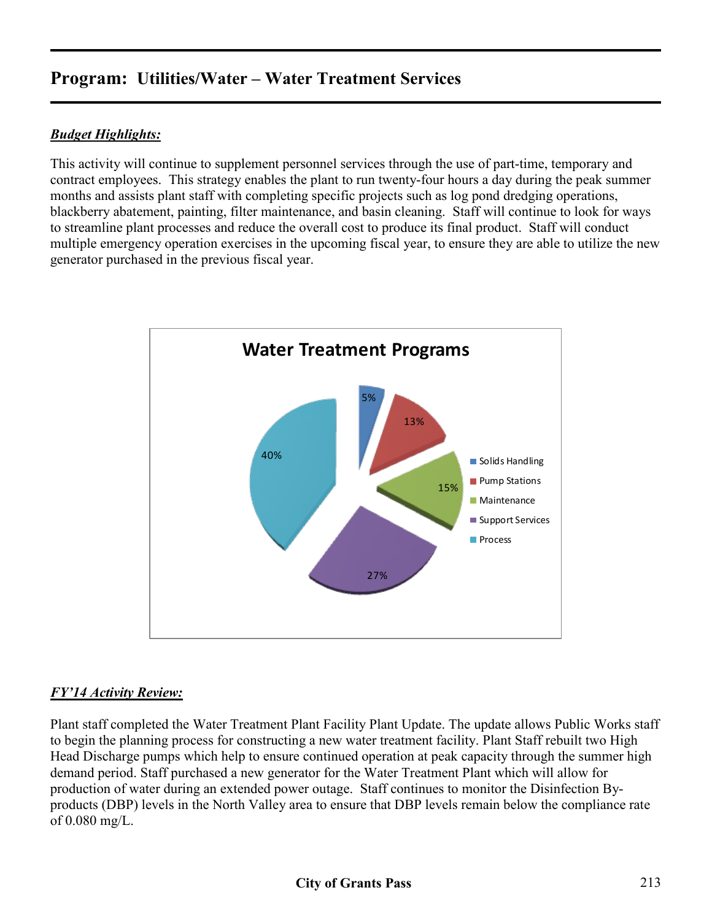## Program: Utilities/Water – Water Treatment Services

***Budget Highlights:***

This activity will continue to supplement personnel services through the use of part-time, temporary and contract employees. This strategy enables the plant to run twenty-four hours a day during the peak summer months and assists plant staff with completing specific projects such as log pond dredging operations, blackberry abatement, painting, filter maintenance, and basin cleaning. Staff will continue to look for ways to streamline plant processes and reduce the overall cost to produce its final product. Staff will conduct multiple emergency operation exercises in the upcoming fiscal year, to ensure they are able to utilize the new generator purchased in the previous fiscal year.

**Water Treatment Programs**

| Program | Share |
|---|---|
| Solids Handling | 5% |
| Pump Stations | 13% |
| Maintenance | 15% |
| Support Services | 27% |
| Process | 40% |

***FY'14 Activity Review:***

Plant staff completed the Water Treatment Plant Facility Plant Update. The update allows Public Works staff to begin the planning process for constructing a new water treatment facility. Plant Staff rebuilt two High Head Discharge pumps which help to ensure continued operation at peak capacity through the summer high demand period. Staff purchased a new generator for the Water Treatment Plant which will allow for production of water during an extended power outage. Staff continues to monitor the Disinfection By-products (DBP) levels in the North Valley area to ensure that DBP levels remain below the compliance rate of 0.080 mg/L.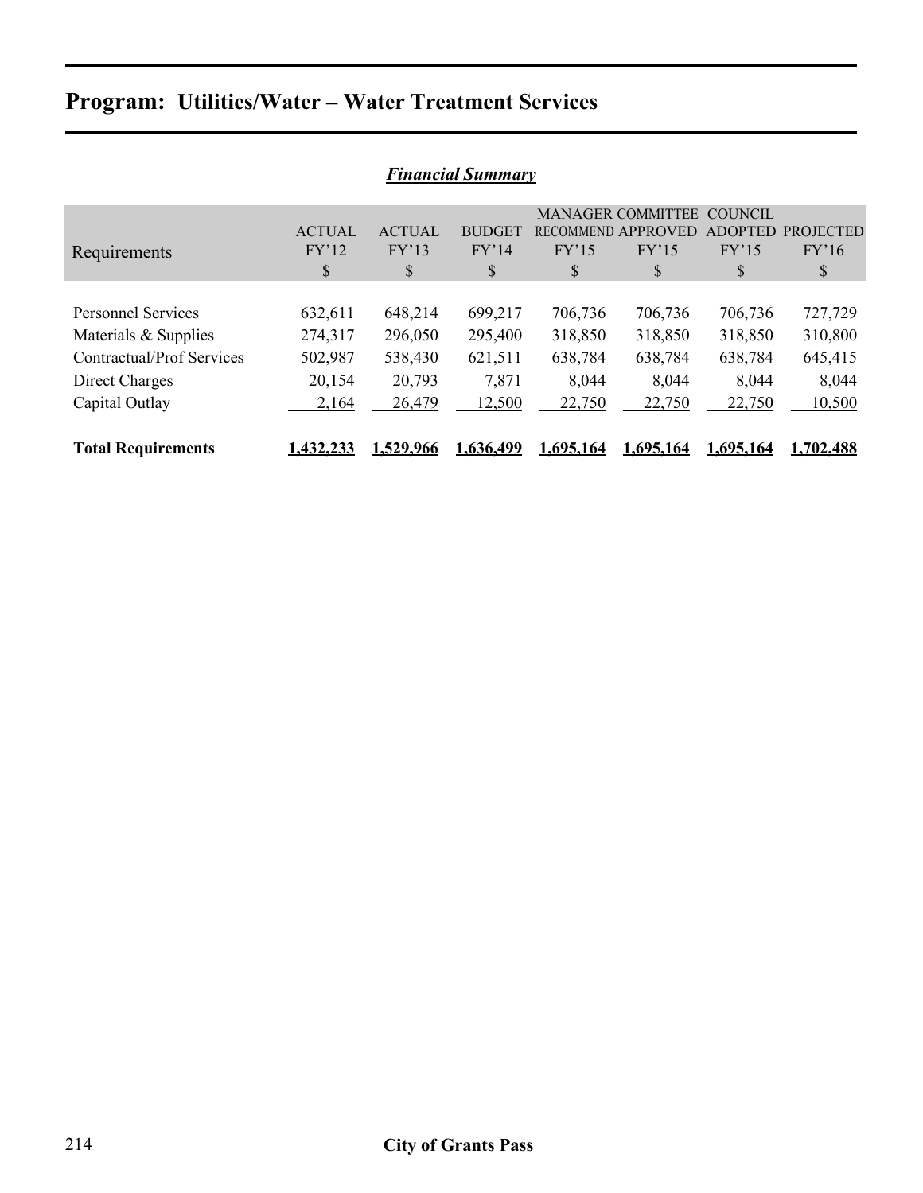# Program: Utilities/Water – Water Treatment Services

***Financial Summary***

| Requirements | ACTUAL FY'12 $ | ACTUAL FY'13 $ | BUDGET FY'14 $ | MANAGER RECOMMEND FY'15 $ | COMMITTEE APPROVED FY'15 $ | COUNCIL ADOPTED FY'15 $ | PROJECTED FY'16 $ |
|---|---|---|---|---|---|---|---|
| Personnel Services | 632,611 | 648,214 | 699,217 | 706,736 | 706,736 | 706,736 | 727,729 |
| Materials & Supplies | 274,317 | 296,050 | 295,400 | 318,850 | 318,850 | 318,850 | 310,800 |
| Contractual/Prof Services | 502,987 | 538,430 | 621,511 | 638,784 | 638,784 | 638,784 | 645,415 |
| Direct Charges | 20,154 | 20,793 | 7,871 | 8,044 | 8,044 | 8,044 | 8,044 |
| Capital Outlay | 2,164 | 26,479 | 12,500 | 22,750 | 22,750 | 22,750 | 10,500 |
| **Total Requirements** | **1,432,233** | **1,529,966** | **1,636,499** | **1,695,164** | **1,695,164** | **1,695,164** | **1,702,488** |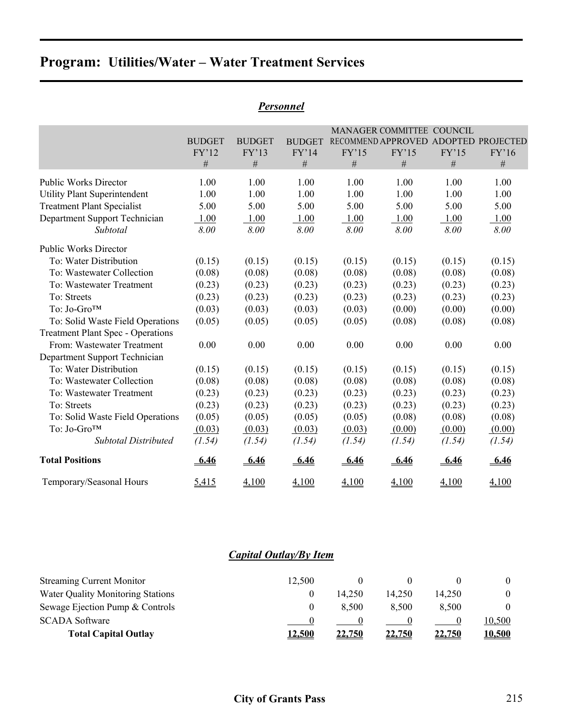# Program: Utilities/Water – Water Treatment Services

## *Personnel*

| | BUDGET FY'12 # | BUDGET FY'13 # | BUDGET FY'14 # | MANAGER RECOMMEND FY'15 # | COMMITTEE APPROVED FY'15 # | COUNCIL ADOPTED FY'15 # | PROJECTED FY'16 # |
|---|---|---|---|---|---|---|---|
| Public Works Director | 1.00 | 1.00 | 1.00 | 1.00 | 1.00 | 1.00 | 1.00 |
| Utility Plant Superintendent | 1.00 | 1.00 | 1.00 | 1.00 | 1.00 | 1.00 | 1.00 |
| Treatment Plant Specialist | 5.00 | 5.00 | 5.00 | 5.00 | 5.00 | 5.00 | 5.00 |
| Department Support Technician | 1.00 | 1.00 | 1.00 | 1.00 | 1.00 | 1.00 | 1.00 |
| *Subtotal* | *8.00* | *8.00* | *8.00* | *8.00* | *8.00* | *8.00* | *8.00* |
| Public Works Director | | | | | | | |
| To: Water Distribution | (0.15) | (0.15) | (0.15) | (0.15) | (0.15) | (0.15) | (0.15) |
| To: Wastewater Collection | (0.08) | (0.08) | (0.08) | (0.08) | (0.08) | (0.08) | (0.08) |
| To: Wastewater Treatment | (0.23) | (0.23) | (0.23) | (0.23) | (0.23) | (0.23) | (0.23) |
| To: Streets | (0.23) | (0.23) | (0.23) | (0.23) | (0.23) | (0.23) | (0.23) |
| To: Jo-Gro™ | (0.03) | (0.03) | (0.03) | (0.03) | (0.00) | (0.00) | (0.00) |
| To: Solid Waste Field Operations | (0.05) | (0.05) | (0.05) | (0.05) | (0.08) | (0.08) | (0.08) |
| Treatment Plant Spec - Operations | | | | | | | |
| From: Wastewater Treatment | 0.00 | 0.00 | 0.00 | 0.00 | 0.00 | 0.00 | 0.00 |
| Department Support Technician | | | | | | | |
| To: Water Distribution | (0.15) | (0.15) | (0.15) | (0.15) | (0.15) | (0.15) | (0.15) |
| To: Wastewater Collection | (0.08) | (0.08) | (0.08) | (0.08) | (0.08) | (0.08) | (0.08) |
| To: Wastewater Treatment | (0.23) | (0.23) | (0.23) | (0.23) | (0.23) | (0.23) | (0.23) |
| To: Streets | (0.23) | (0.23) | (0.23) | (0.23) | (0.23) | (0.23) | (0.23) |
| To: Solid Waste Field Operations | (0.05) | (0.05) | (0.05) | (0.05) | (0.08) | (0.08) | (0.08) |
| To: Jo-Gro™ | (0.03) | (0.03) | (0.03) | (0.03) | (0.00) | (0.00) | (0.00) |
| *Subtotal Distributed* | *(1.54)* | *(1.54)* | *(1.54)* | *(1.54)* | *(1.54)* | *(1.54)* | *(1.54)* |
| **Total Positions** | **6.46** | **6.46** | **6.46** | **6.46** | **6.46** | **6.46** | **6.46** |
| Temporary/Seasonal Hours | 5,415 | 4,100 | 4,100 | 4,100 | 4,100 | 4,100 | 4,100 |

## *Capital Outlay/By Item*

| | BUDGET FY'14 | MANAGER RECOMMEND FY'15 | COMMITTEE APPROVED FY'15 | COUNCIL ADOPTED FY'15 | PROJECTED FY'16 |
|---|---|---|---|---|---|
| Streaming Current Monitor | 12,500 | 0 | 0 | 0 | 0 |
| Water Quality Monitoring Stations | 0 | 14,250 | 14,250 | 14,250 | 0 |
| Sewage Ejection Pump & Controls | 0 | 8,500 | 8,500 | 8,500 | 0 |
| SCADA Software | 0 | 0 | 0 | 0 | 10,500 |
| **Total Capital Outlay** | **12,500** | **22,750** | **22,750** | **22,750** | **10,500** |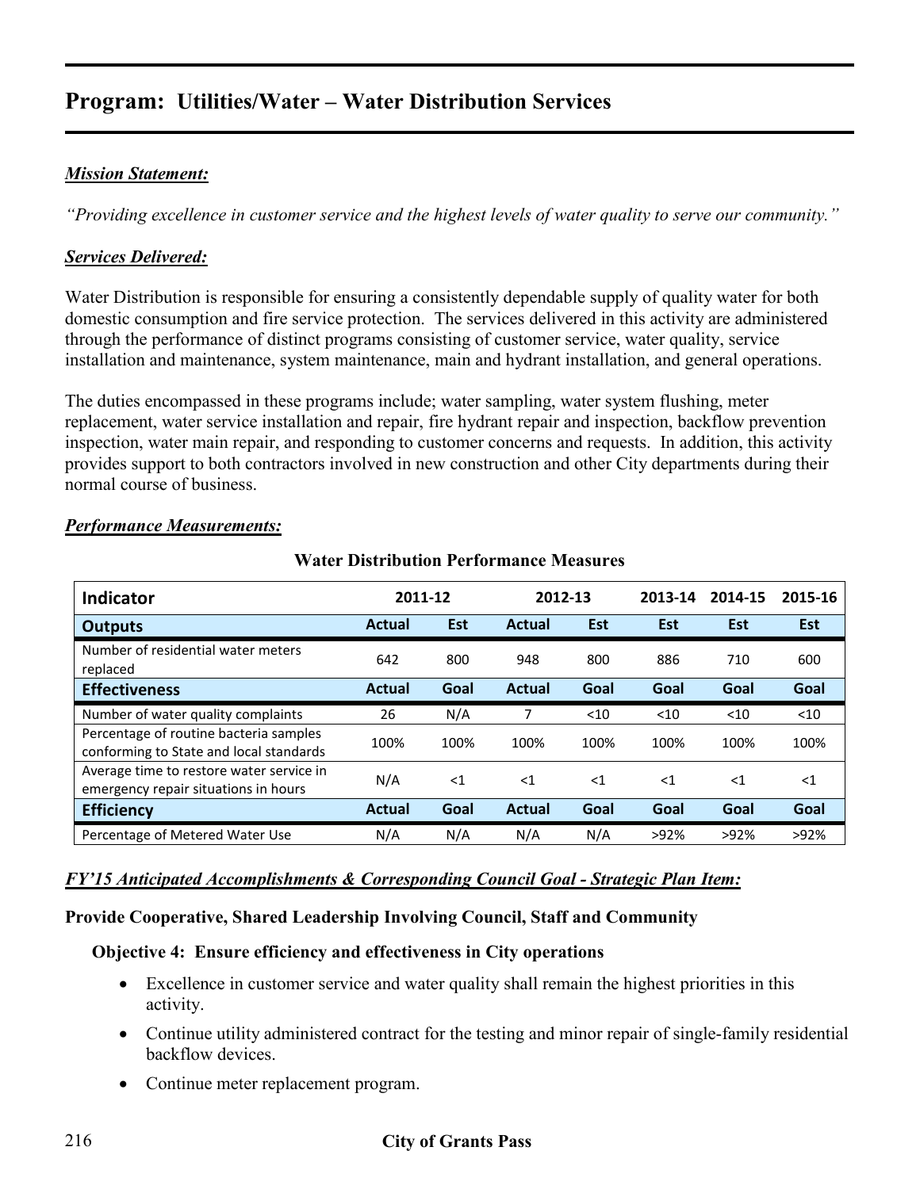# Program: Utilities/Water – Water Distribution Services

***Mission Statement:***

*"Providing excellence in customer service and the highest levels of water quality to serve our community."*

***Services Delivered:***

Water Distribution is responsible for ensuring a consistently dependable supply of quality water for both domestic consumption and fire service protection. The services delivered in this activity are administered through the performance of distinct programs consisting of customer service, water quality, service installation and maintenance, system maintenance, main and hydrant installation, and general operations.

The duties encompassed in these programs include; water sampling, water system flushing, meter replacement, water service installation and repair, fire hydrant repair and inspection, backflow prevention inspection, water main repair, and responding to customer concerns and requests. In addition, this activity provides support to both contractors involved in new construction and other City departments during their normal course of business.

***Performance Measurements:***

**Water Distribution Performance Measures**

| Indicator | 2011-12 | | 2012-13 | | 2013-14 | 2014-15 | 2015-16 |
|---|---|---|---|---|---|---|---|
| **Outputs** | **Actual** | **Est** | **Actual** | **Est** | **Est** | **Est** | **Est** |
| Number of residential water meters replaced | 642 | 800 | 948 | 800 | 886 | 710 | 600 |
| **Effectiveness** | **Actual** | **Goal** | **Actual** | **Goal** | **Goal** | **Goal** | **Goal** |
| Number of water quality complaints | 26 | N/A | 7 | <10 | <10 | <10 | <10 |
| Percentage of routine bacteria samples conforming to State and local standards | 100% | 100% | 100% | 100% | 100% | 100% | 100% |
| Average time to restore water service in emergency repair situations in hours | N/A | <1 | <1 | <1 | <1 | <1 | <1 |
| **Efficiency** | **Actual** | **Goal** | **Actual** | **Goal** | **Goal** | **Goal** | **Goal** |
| Percentage of Metered Water Use | N/A | N/A | N/A | N/A | >92% | >92% | >92% |

***FY'15 Anticipated Accomplishments & Corresponding Council Goal - Strategic Plan Item:***

**Provide Cooperative, Shared Leadership Involving Council, Staff and Community**

**Objective 4: Ensure efficiency and effectiveness in City operations**

- Excellence in customer service and water quality shall remain the highest priorities in this activity.
- Continue utility administered contract for the testing and minor repair of single-family residential backflow devices.
- Continue meter replacement program.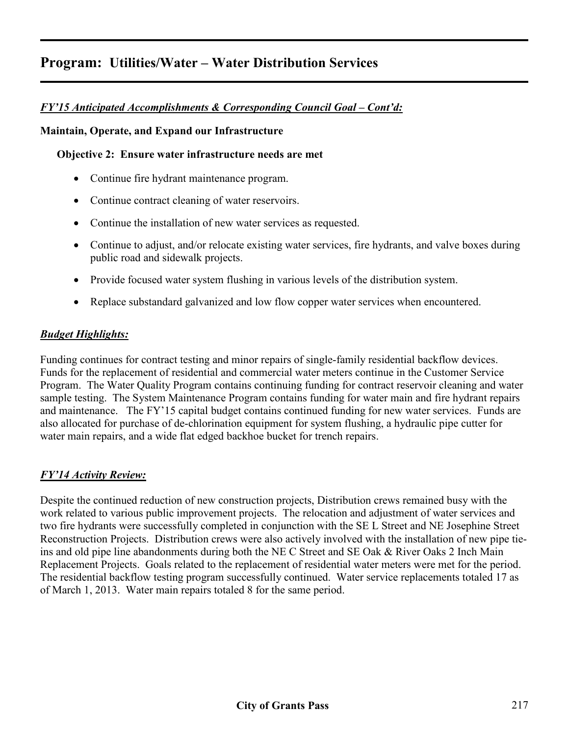## Program: Utilities/Water – Water Distribution Services

***FY'15 Anticipated Accomplishments & Corresponding Council Goal – Cont'd:***

**Maintain, Operate, and Expand our Infrastructure**

**Objective 2: Ensure water infrastructure needs are met**

- Continue fire hydrant maintenance program.
- Continue contract cleaning of water reservoirs.
- Continue the installation of new water services as requested.
- Continue to adjust, and/or relocate existing water services, fire hydrants, and valve boxes during public road and sidewalk projects.
- Provide focused water system flushing in various levels of the distribution system.
- Replace substandard galvanized and low flow copper water services when encountered.

***Budget Highlights:***

Funding continues for contract testing and minor repairs of single-family residential backflow devices. Funds for the replacement of residential and commercial water meters continue in the Customer Service Program. The Water Quality Program contains continuing funding for contract reservoir cleaning and water sample testing. The System Maintenance Program contains funding for water main and fire hydrant repairs and maintenance. The FY'15 capital budget contains continued funding for new water services. Funds are also allocated for purchase of de-chlorination equipment for system flushing, a hydraulic pipe cutter for water main repairs, and a wide flat edged backhoe bucket for trench repairs.

***FY'14 Activity Review:***

Despite the continued reduction of new construction projects, Distribution crews remained busy with the work related to various public improvement projects. The relocation and adjustment of water services and two fire hydrants were successfully completed in conjunction with the SE L Street and NE Josephine Street Reconstruction Projects. Distribution crews were also actively involved with the installation of new pipe tie-ins and old pipe line abandonments during both the NE C Street and SE Oak & River Oaks 2 Inch Main Replacement Projects. Goals related to the replacement of residential water meters were met for the period. The residential backflow testing program successfully continued. Water service replacements totaled 17 as of March 1, 2013. Water main repairs totaled 8 for the same period.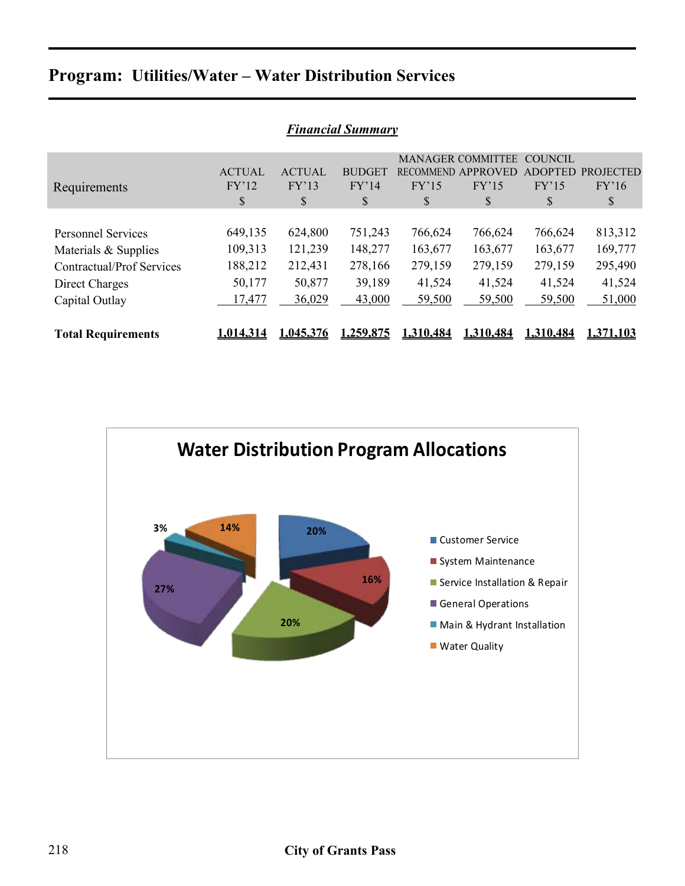## Program: Utilities/Water – Water Distribution Services

***Financial Summary***

| Requirements | ACTUAL FY'12 $ | ACTUAL FY'13 $ | BUDGET FY'14 $ | MANAGER RECOMMEND FY'15 $ | COMMITTEE APPROVED FY'15 $ | COUNCIL ADOPTED FY'15 $ | PROJECTED FY'16 $ |
|---|---|---|---|---|---|---|---|
| Personnel Services | 649,135 | 624,800 | 751,243 | 766,624 | 766,624 | 766,624 | 813,312 |
| Materials & Supplies | 109,313 | 121,239 | 148,277 | 163,677 | 163,677 | 163,677 | 169,777 |
| Contractual/Prof Services | 188,212 | 212,431 | 278,166 | 279,159 | 279,159 | 279,159 | 295,490 |
| Direct Charges | 50,177 | 50,877 | 39,189 | 41,524 | 41,524 | 41,524 | 41,524 |
| Capital Outlay | 17,477 | 36,029 | 43,000 | 59,500 | 59,500 | 59,500 | 51,000 |
| **Total Requirements** | **1,014,314** | **1,045,376** | **1,259,875** | **1,310,484** | **1,310,484** | **1,310,484** | **1,371,103** |

**Water Distribution Program Allocations**

| Allocation | % |
|---|---|
| Customer Service | 20% |
| System Maintenance | 16% |
| Service Installation & Repair | 20% |
| General Operations | 27% |
| Main & Hydrant Installation | 3% |
| Water Quality | 14% |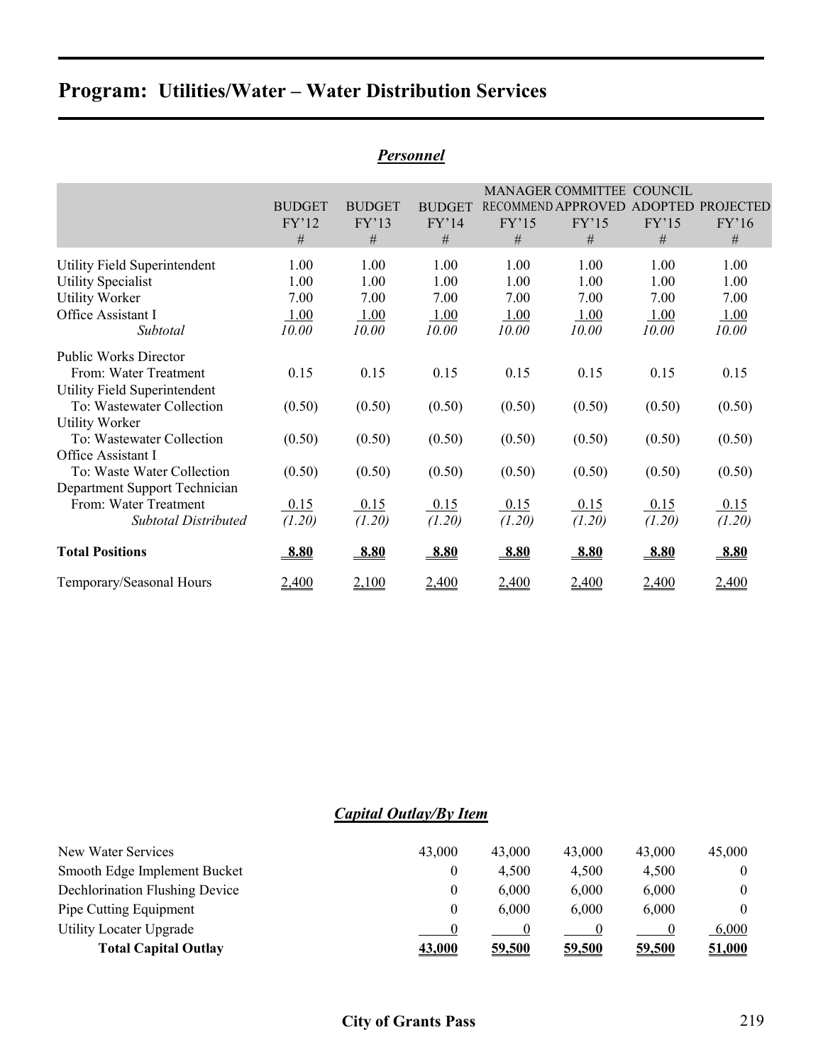# Program: Utilities/Water – Water Distribution Services

## *Personnel*

| | BUDGET FY'12 # | BUDGET FY'13 # | BUDGET FY'14 # | MANAGER RECOMMEND FY'15 # | COMMITTEE APPROVED FY'15 # | COUNCIL ADOPTED FY'15 # | PROJECTED FY'16 # |
|---|---|---|---|---|---|---|---|
| Utility Field Superintendent | 1.00 | 1.00 | 1.00 | 1.00 | 1.00 | 1.00 | 1.00 |
| Utility Specialist | 1.00 | 1.00 | 1.00 | 1.00 | 1.00 | 1.00 | 1.00 |
| Utility Worker | 7.00 | 7.00 | 7.00 | 7.00 | 7.00 | 7.00 | 7.00 |
| Office Assistant I | 1.00 | 1.00 | 1.00 | 1.00 | 1.00 | 1.00 | 1.00 |
| *Subtotal* | *10.00* | *10.00* | *10.00* | *10.00* | *10.00* | *10.00* | *10.00* |
| Public Works Director | | | | | | | |
| From: Water Treatment | 0.15 | 0.15 | 0.15 | 0.15 | 0.15 | 0.15 | 0.15 |
| Utility Field Superintendent | | | | | | | |
| To: Wastewater Collection | (0.50) | (0.50) | (0.50) | (0.50) | (0.50) | (0.50) | (0.50) |
| Utility Worker | | | | | | | |
| To: Wastewater Collection | (0.50) | (0.50) | (0.50) | (0.50) | (0.50) | (0.50) | (0.50) |
| Office Assistant I | | | | | | | |
| To: Waste Water Collection | (0.50) | (0.50) | (0.50) | (0.50) | (0.50) | (0.50) | (0.50) |
| Department Support Technician | | | | | | | |
| From: Water Treatment | 0.15 | 0.15 | 0.15 | 0.15 | 0.15 | 0.15 | 0.15 |
| *Subtotal Distributed* | *(1.20)* | *(1.20)* | *(1.20)* | *(1.20)* | *(1.20)* | *(1.20)* | *(1.20)* |
| **Total Positions** | **8.80** | **8.80** | **8.80** | **8.80** | **8.80** | **8.80** | **8.80** |
| Temporary/Seasonal Hours | 2,400 | 2,100 | 2,400 | 2,400 | 2,400 | 2,400 | 2,400 |

## *Capital Outlay/By Item*

| | BUDGET FY'14 | MANAGER RECOMMEND FY'15 | COMMITTEE APPROVED FY'15 | COUNCIL ADOPTED FY'15 | PROJECTED FY'16 |
|---|---|---|---|---|---|
| New Water Services | 43,000 | 43,000 | 43,000 | 43,000 | 45,000 |
| Smooth Edge Implement Bucket | 0 | 4,500 | 4,500 | 4,500 | 0 |
| Dechlorination Flushing Device | 0 | 6,000 | 6,000 | 6,000 | 0 |
| Pipe Cutting Equipment | 0 | 6,000 | 6,000 | 6,000 | 0 |
| Utility Locater Upgrade | 0 | 0 | 0 | 0 | 6,000 |
| **Total Capital Outlay** | **43,000** | **59,500** | **59,500** | **59,500** | **51,000** |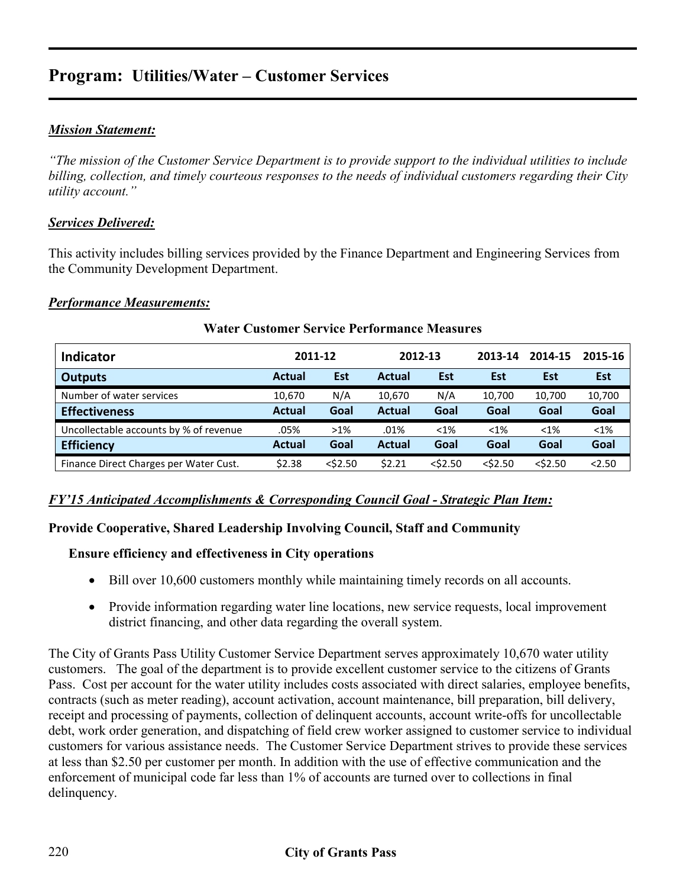# Program: Utilities/Water – Customer Services

***Mission Statement:***

*"The mission of the Customer Service Department is to provide support to the individual utilities to include billing, collection, and timely courteous responses to the needs of individual customers regarding their City utility account."*

***Services Delivered:***

This activity includes billing services provided by the Finance Department and Engineering Services from the Community Development Department.

***Performance Measurements:***

**Water Customer Service Performance Measures**

| Indicator | 2011-12 | | 2012-13 | | 2013-14 | 2014-15 | 2015-16 |
|---|---|---|---|---|---|---|---|
| **Outputs** | **Actual** | **Est** | **Actual** | **Est** | **Est** | **Est** | **Est** |
| Number of water services | 10,670 | N/A | 10,670 | N/A | 10,700 | 10,700 | 10,700 |
| **Effectiveness** | **Actual** | **Goal** | **Actual** | **Goal** | **Goal** | **Goal** | **Goal** |
| Uncollectable accounts by % of revenue | .05% | >1% | .01% | <1% | <1% | <1% | <1% |
| **Efficiency** | **Actual** | **Goal** | **Actual** | **Goal** | **Goal** | **Goal** | **Goal** |
| Finance Direct Charges per Water Cust. | $2.38 | <$2.50 | $2.21 | <$2.50 | <$2.50 | <$2.50 | <2.50 |

***FY'15 Anticipated Accomplishments & Corresponding Council Goal - Strategic Plan Item:***

**Provide Cooperative, Shared Leadership Involving Council, Staff and Community**

**Ensure efficiency and effectiveness in City operations**

- Bill over 10,600 customers monthly while maintaining timely records on all accounts.
- Provide information regarding water line locations, new service requests, local improvement district financing, and other data regarding the overall system.

The City of Grants Pass Utility Customer Service Department serves approximately 10,670 water utility customers. The goal of the department is to provide excellent customer service to the citizens of Grants Pass. Cost per account for the water utility includes costs associated with direct salaries, employee benefits, contracts (such as meter reading), account activation, account maintenance, bill preparation, bill delivery, receipt and processing of payments, collection of delinquent accounts, account write-offs for uncollectable debt, work order generation, and dispatching of field crew worker assigned to customer service to individual customers for various assistance needs. The Customer Service Department strives to provide these services at less than $2.50 per customer per month. In addition with the use of effective communication and the enforcement of municipal code far less than 1% of accounts are turned over to collections in final delinquency.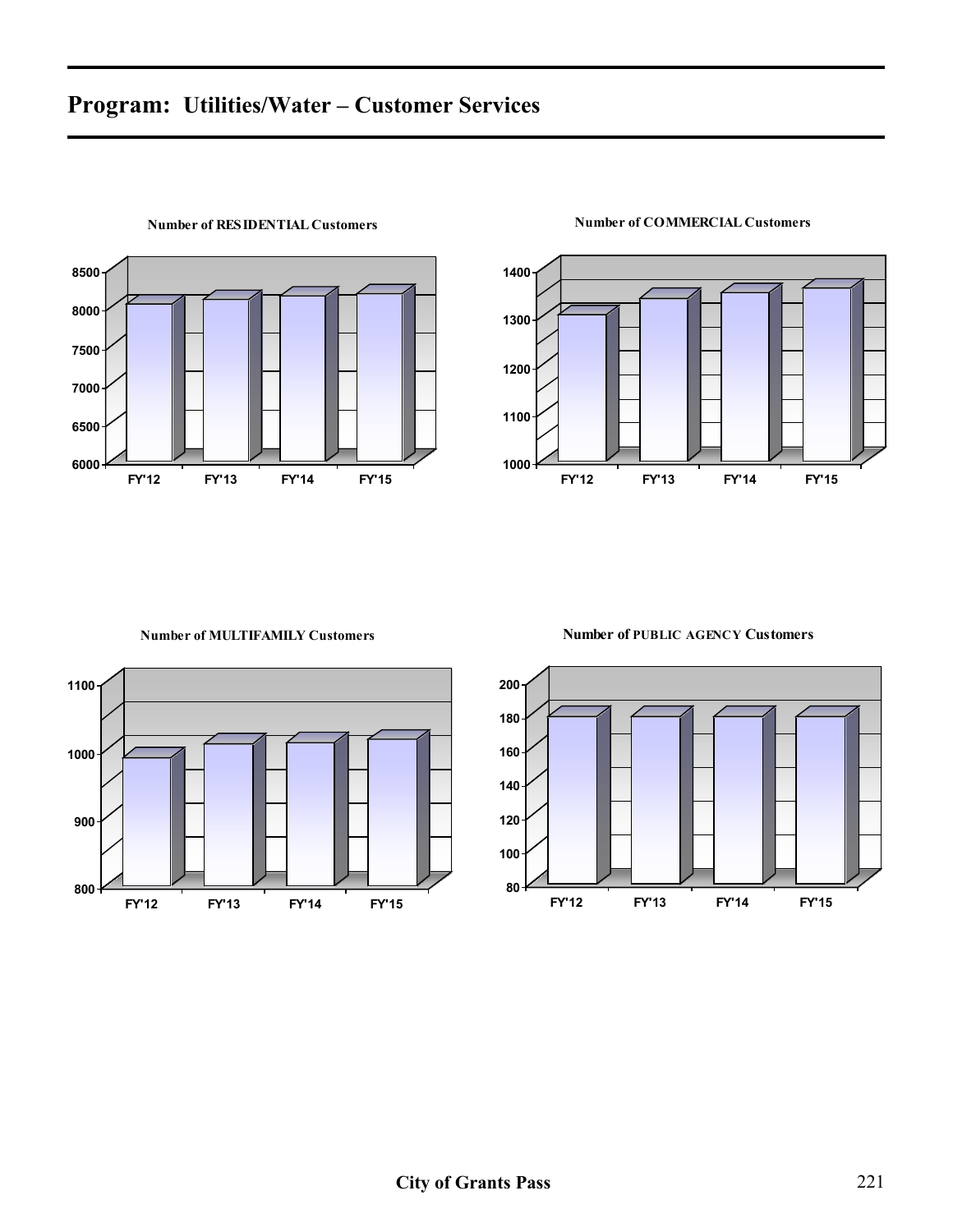# Program: Utilities/Water – Customer Services

Number of RESIDENTIAL Customers

Number of COMMERCIAL Customers

Number of MULTIFAMILY Customers

Number of PUBLIC AGENCY Customers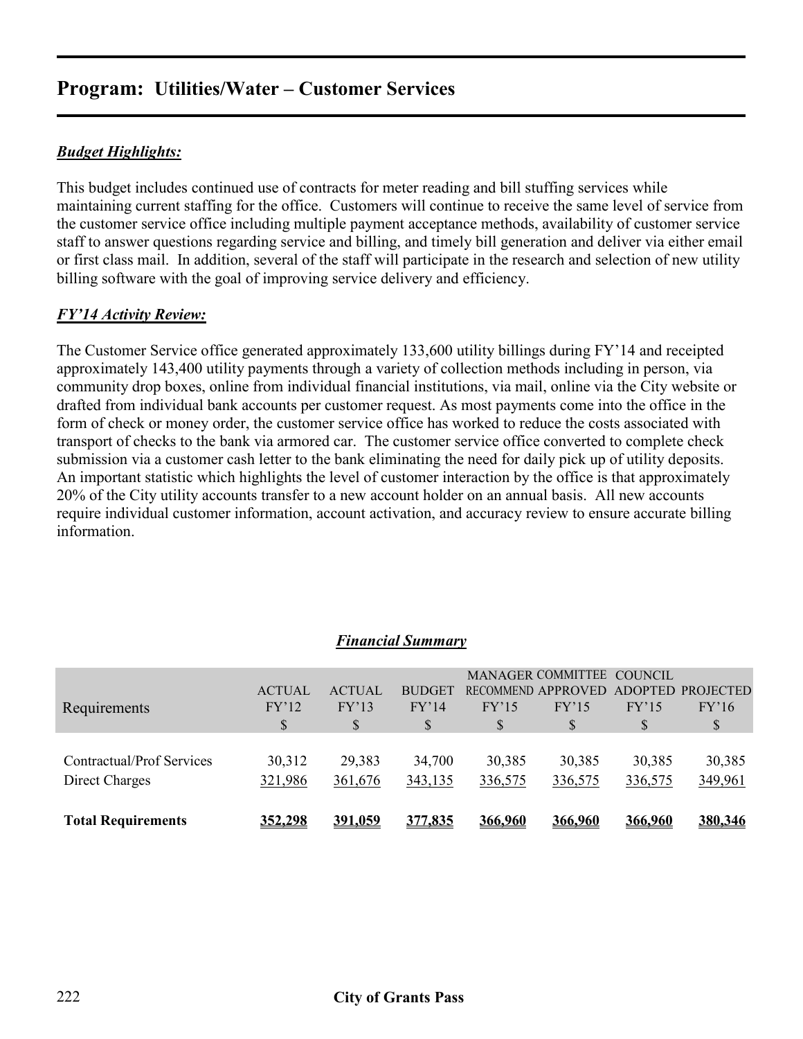# Program: Utilities/Water – Customer Services

***Budget Highlights:***

This budget includes continued use of contracts for meter reading and bill stuffing services while maintaining current staffing for the office. Customers will continue to receive the same level of service from the customer service office including multiple payment acceptance methods, availability of customer service staff to answer questions regarding service and billing, and timely bill generation and deliver via either email or first class mail. In addition, several of the staff will participate in the research and selection of new utility billing software with the goal of improving service delivery and efficiency.

***FY'14 Activity Review:***

The Customer Service office generated approximately 133,600 utility billings during FY'14 and receipted approximately 143,400 utility payments through a variety of collection methods including in person, via community drop boxes, online from individual financial institutions, via mail, online via the City website or drafted from individual bank accounts per customer request. As most payments come into the office in the form of check or money order, the customer service office has worked to reduce the costs associated with transport of checks to the bank via armored car. The customer service office converted to complete check submission via a customer cash letter to the bank eliminating the need for daily pick up of utility deposits. An important statistic which highlights the level of customer interaction by the office is that approximately 20% of the City utility accounts transfer to a new account holder on an annual basis. All new accounts require individual customer information, account activation, and accuracy review to ensure accurate billing information.

***Financial Summary***

| Requirements | ACTUAL FY'12 $ | ACTUAL FY'13 $ | BUDGET FY'14 $ | MANAGER RECOMMEND FY'15 $ | COMMITTEE APPROVED FY'15 $ | COUNCIL ADOPTED FY'15 $ | PROJECTED FY'16 $ |
|---|---|---|---|---|---|---|---|
| Contractual/Prof Services | 30,312 | 29,383 | 34,700 | 30,385 | 30,385 | 30,385 | 30,385 |
| Direct Charges | 321,986 | 361,676 | 343,135 | 336,575 | 336,575 | 336,575 | 349,961 |
| **Total Requirements** | **352,298** | **391,059** | **377,835** | **366,960** | **366,960** | **366,960** | **380,346** |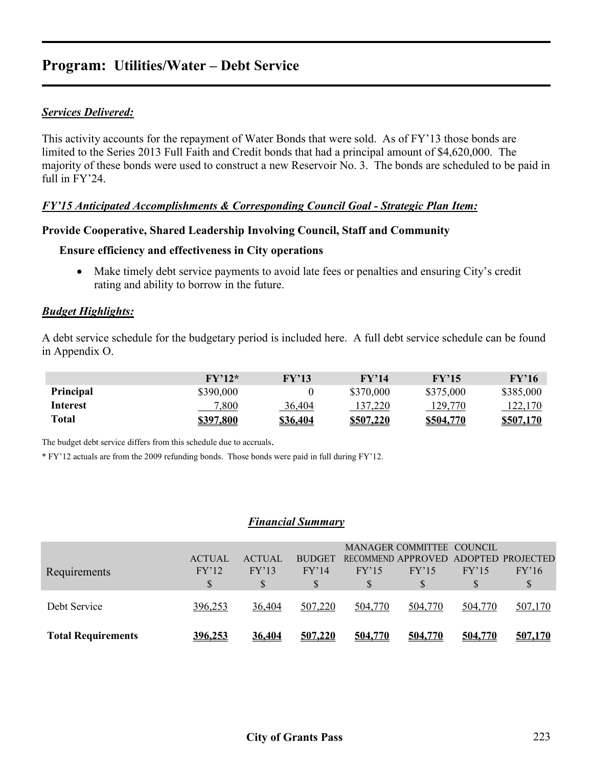# Program: Utilities/Water – Debt Service

***Services Delivered:***

This activity accounts for the repayment of Water Bonds that were sold. As of FY'13 those bonds are limited to the Series 2013 Full Faith and Credit bonds that had a principal amount of $4,620,000. The majority of these bonds were used to construct a new Reservoir No. 3. The bonds are scheduled to be paid in full in FY'24.

***FY'15 Anticipated Accomplishments & Corresponding Council Goal - Strategic Plan Item:***

**Provide Cooperative, Shared Leadership Involving Council, Staff and Community**

**Ensure efficiency and effectiveness in City operations**

- Make timely debt service payments to avoid late fees or penalties and ensuring City's credit rating and ability to borrow in the future.

***Budget Highlights:***

A debt service schedule for the budgetary period is included here. A full debt service schedule can be found in Appendix O.

| | FY'12* | FY'13 | FY'14 | FY'15 | FY'16 |
|---|---|---|---|---|---|
| **Principal** | $390,000 | 0 | $370,000 | $375,000 | $385,000 |
| **Interest** | 7,800 | 36,404 | 137,220 | 129,770 | 122,170 |
| **Total** | **$397,800** | **$36,404** | **$507,220** | **$504,770** | **$507,170** |

The budget debt service differs from this schedule due to accruals.

* FY'12 actuals are from the 2009 refunding bonds. Those bonds were paid in full during FY'12.

***Financial Summary***

| Requirements | ACTUAL FY'12 $ | ACTUAL FY'13 $ | BUDGET FY'14 $ | MANAGER RECOMMEND FY'15 $ | COMMITTEE APPROVED FY'15 $ | COUNCIL ADOPTED FY'15 $ | PROJECTED FY'16 $ |
|---|---|---|---|---|---|---|---|
| Debt Service | 396,253 | 36,404 | 507,220 | 504,770 | 504,770 | 504,770 | 507,170 |
| **Total Requirements** | **396,253** | **36,404** | **507,220** | **504,770** | **504,770** | **504,770** | **507,170** |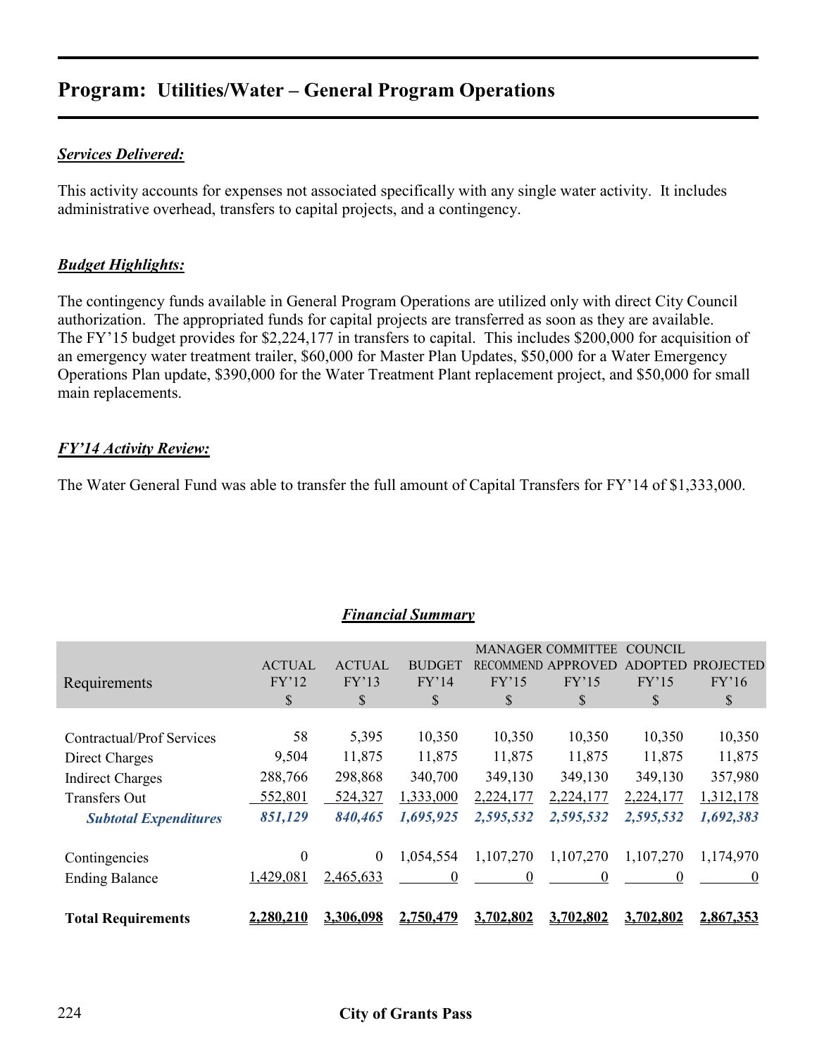## Program: Utilities/Water – General Program Operations

***Services Delivered:***

This activity accounts for expenses not associated specifically with any single water activity. It includes administrative overhead, transfers to capital projects, and a contingency.

***Budget Highlights:***

The contingency funds available in General Program Operations are utilized only with direct City Council authorization. The appropriated funds for capital projects are transferred as soon as they are available. The FY'15 budget provides for $2,224,177 in transfers to capital. This includes $200,000 for acquisition of an emergency water treatment trailer, $60,000 for Master Plan Updates, $50,000 for a Water Emergency Operations Plan update, $390,000 for the Water Treatment Plant replacement project, and $50,000 for small main replacements.

***FY'14 Activity Review:***

The Water General Fund was able to transfer the full amount of Capital Transfers for FY'14 of $1,333,000.

***Financial Summary***

| Requirements | ACTUAL FY'12 $ | ACTUAL FY'13 $ | BUDGET FY'14 $ | MANAGER RECOMMEND FY'15 $ | COMMITTEE APPROVED FY'15 $ | COUNCIL ADOPTED FY'15 $ | PROJECTED FY'16 $ |
|---|---|---|---|---|---|---|---|
| Contractual/Prof Services | 58 | 5,395 | 10,350 | 10,350 | 10,350 | 10,350 | 10,350 |
| Direct Charges | 9,504 | 11,875 | 11,875 | 11,875 | 11,875 | 11,875 | 11,875 |
| Indirect Charges | 288,766 | 298,868 | 340,700 | 349,130 | 349,130 | 349,130 | 357,980 |
| Transfers Out | 552,801 | 524,327 | 1,333,000 | 2,224,177 | 2,224,177 | 2,224,177 | 1,312,178 |
| ***Subtotal Expenditures*** | ***851,129*** | ***840,465*** | ***1,695,925*** | ***2,595,532*** | ***2,595,532*** | ***2,595,532*** | ***1,692,383*** |
| Contingencies | 0 | 0 | 1,054,554 | 1,107,270 | 1,107,270 | 1,107,270 | 1,174,970 |
| Ending Balance | 1,429,081 | 2,465,633 | 0 | 0 | 0 | 0 | 0 |
| **Total Requirements** | **2,280,210** | **3,306,098** | **2,750,479** | **3,702,802** | **3,702,802** | **3,702,802** | **2,867,353** |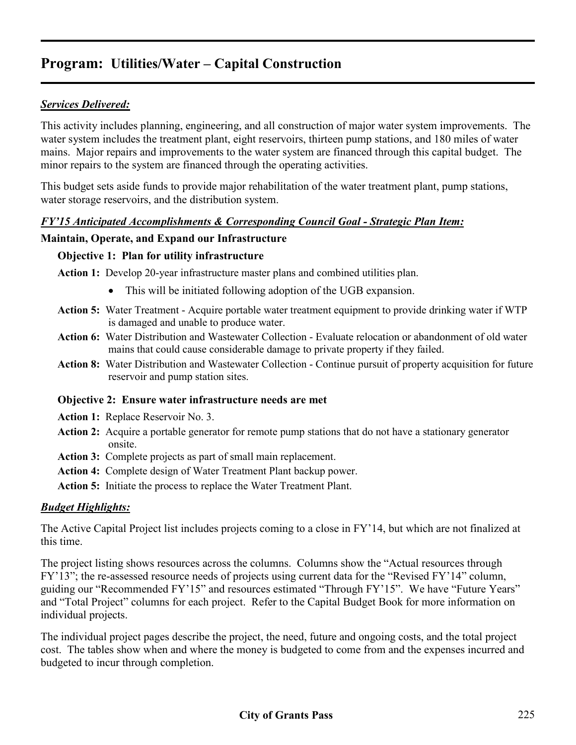# Program: Utilities/Water – Capital Construction

***Services Delivered:***

This activity includes planning, engineering, and all construction of major water system improvements. The water system includes the treatment plant, eight reservoirs, thirteen pump stations, and 180 miles of water mains. Major repairs and improvements to the water system are financed through this capital budget. The minor repairs to the system are financed through the operating activities.

This budget sets aside funds to provide major rehabilitation of the water treatment plant, pump stations, water storage reservoirs, and the distribution system.

***FY'15 Anticipated Accomplishments & Corresponding Council Goal - Strategic Plan Item:***

**Maintain, Operate, and Expand our Infrastructure**

**Objective 1: Plan for utility infrastructure**

**Action 1:** Develop 20-year infrastructure master plans and combined utilities plan.

- This will be initiated following adoption of the UGB expansion.

**Action 5:** Water Treatment - Acquire portable water treatment equipment to provide drinking water if WTP is damaged and unable to produce water.

**Action 6:** Water Distribution and Wastewater Collection - Evaluate relocation or abandonment of old water mains that could cause considerable damage to private property if they failed.

**Action 8:** Water Distribution and Wastewater Collection - Continue pursuit of property acquisition for future reservoir and pump station sites.

**Objective 2: Ensure water infrastructure needs are met**

**Action 1:** Replace Reservoir No. 3.

**Action 2:** Acquire a portable generator for remote pump stations that do not have a stationary generator onsite.

**Action 3:** Complete projects as part of small main replacement.

**Action 4:** Complete design of Water Treatment Plant backup power.

**Action 5:** Initiate the process to replace the Water Treatment Plant.

***Budget Highlights:***

The Active Capital Project list includes projects coming to a close in FY'14, but which are not finalized at this time.

The project listing shows resources across the columns. Columns show the "Actual resources through FY'13"; the re-assessed resource needs of projects using current data for the "Revised FY'14" column, guiding our "Recommended FY'15" and resources estimated "Through FY'15". We have "Future Years" and "Total Project" columns for each project. Refer to the Capital Budget Book for more information on individual projects.

The individual project pages describe the project, the need, future and ongoing costs, and the total project cost. The tables show when and where the money is budgeted to come from and the expenses incurred and budgeted to incur through completion.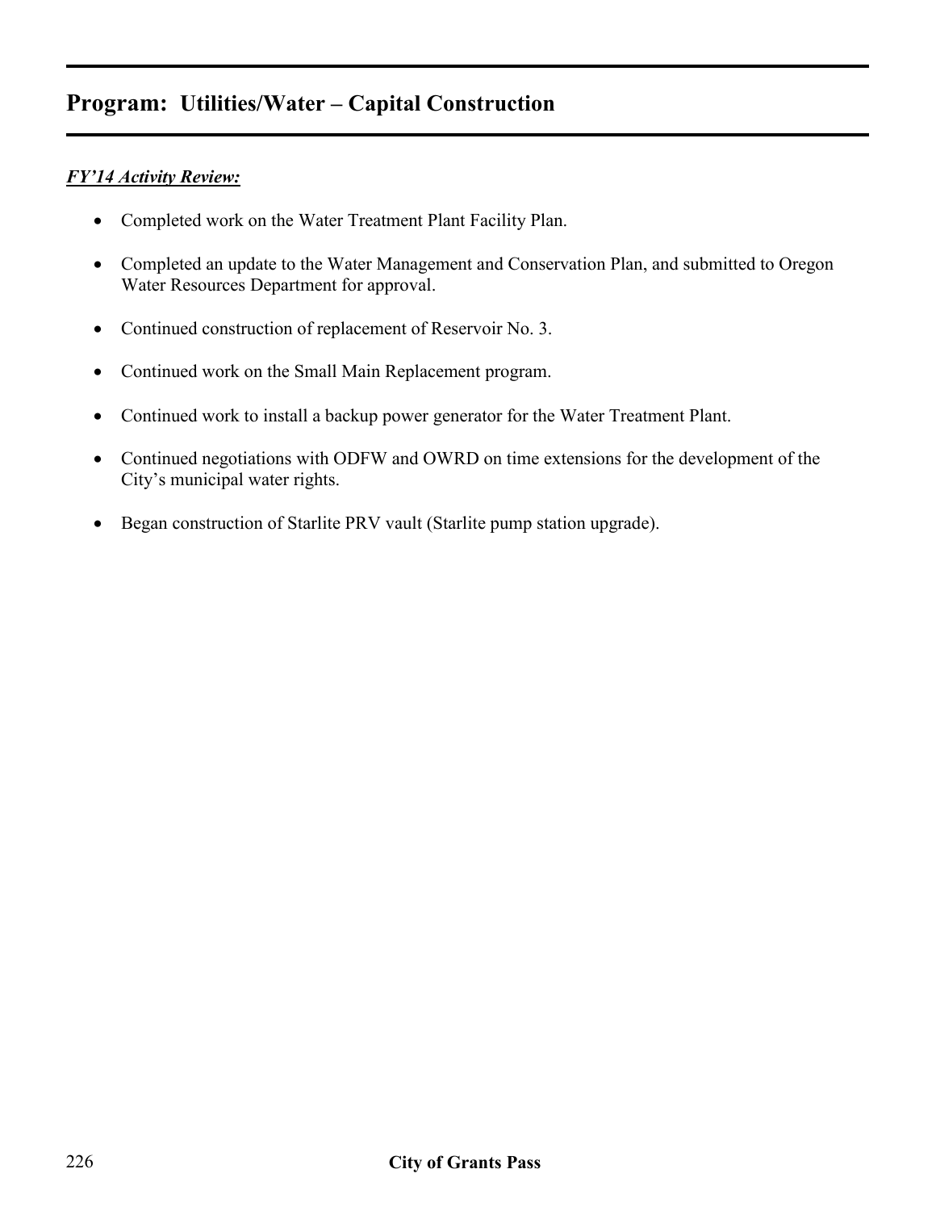## Program: Utilities/Water – Capital Construction

***FY'14 Activity Review:***

- Completed work on the Water Treatment Plant Facility Plan.
- Completed an update to the Water Management and Conservation Plan, and submitted to Oregon Water Resources Department for approval.
- Continued construction of replacement of Reservoir No. 3.
- Continued work on the Small Main Replacement program.
- Continued work to install a backup power generator for the Water Treatment Plant.
- Continued negotiations with ODFW and OWRD on time extensions for the development of the City's municipal water rights.
- Began construction of Starlite PRV vault (Starlite pump station upgrade).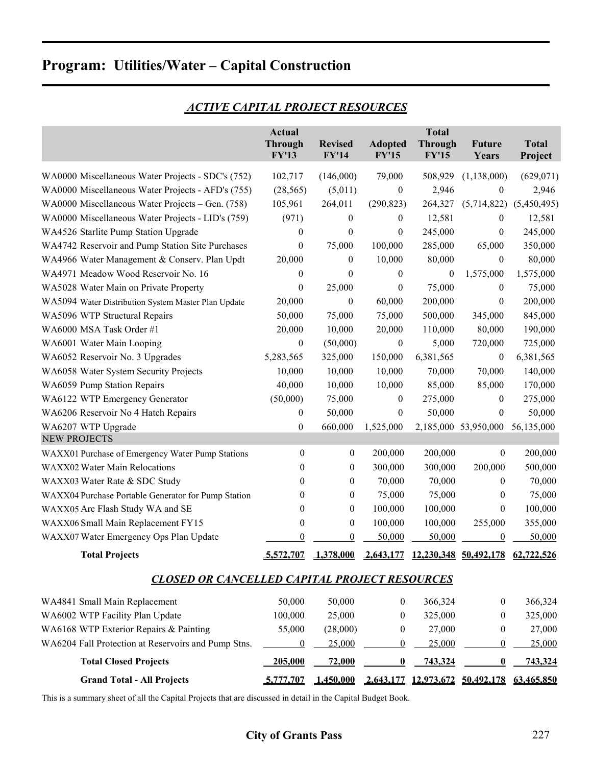# Program: Utilities/Water – Capital Construction

## *ACTIVE CAPITAL PROJECT RESOURCES*

| | Actual Through FY'13 | Revised FY'14 | Adopted FY'15 | Total Through FY'15 | Future Years | Total Project |
|---|---|---|---|---|---|---|
| WA0000 Miscellaneous Water Projects - SDC's (752) | 102,717 | (146,000) | 79,000 | 508,929 | (1,138,000) | (629,071) |
| WA0000 Miscellaneous Water Projects - AFD's (755) | (28,565) | (5,011) | 0 | 2,946 | 0 | 2,946 |
| WA0000 Miscellaneous Water Projects – Gen. (758) | 105,961 | 264,011 | (290,823) | 264,327 | (5,714,822) | (5,450,495) |
| WA0000 Miscellaneous Water Projects - LID's (759) | (971) | 0 | 0 | 12,581 | 0 | 12,581 |
| WA4526 Starlite Pump Station Upgrade | 0 | 0 | 0 | 245,000 | 0 | 245,000 |
| WA4742 Reservoir and Pump Station Site Purchases | 0 | 75,000 | 100,000 | 285,000 | 65,000 | 350,000 |
| WA4966 Water Management & Conserv. Plan Updt | 20,000 | 0 | 10,000 | 80,000 | 0 | 80,000 |
| WA4971 Meadow Wood Reservoir No. 16 | 0 | 0 | 0 | 0 | 1,575,000 | 1,575,000 |
| WA5028 Water Main on Private Property | 0 | 25,000 | 0 | 75,000 | 0 | 75,000 |
| WA5094 Water Distribution System Master Plan Update | 20,000 | 0 | 60,000 | 200,000 | 0 | 200,000 |
| WA5096 WTP Structural Repairs | 50,000 | 75,000 | 75,000 | 500,000 | 345,000 | 845,000 |
| WA6000 MSA Task Order #1 | 20,000 | 10,000 | 20,000 | 110,000 | 80,000 | 190,000 |
| WA6001 Water Main Looping | 0 | (50,000) | 0 | 5,000 | 720,000 | 725,000 |
| WA6052 Reservoir No. 3 Upgrades | 5,283,565 | 325,000 | 150,000 | 6,381,565 | 0 | 6,381,565 |
| WA6058 Water System Security Projects | 10,000 | 10,000 | 10,000 | 70,000 | 70,000 | 140,000 |
| WA6059 Pump Station Repairs | 40,000 | 10,000 | 10,000 | 85,000 | 85,000 | 170,000 |
| WA6122 WTP Emergency Generator | (50,000) | 75,000 | 0 | 275,000 | 0 | 275,000 |
| WA6206 Reservoir No 4 Hatch Repairs | 0 | 50,000 | 0 | 50,000 | 0 | 50,000 |
| WA6207 WTP Upgrade | 0 | 660,000 | 1,525,000 | 2,185,000 | 53,950,000 | 56,135,000 |
| NEW PROJECTS | | | | | | |
| WAXX01 Purchase of Emergency Water Pump Stations | 0 | 0 | 200,000 | 200,000 | 0 | 200,000 |
| WAXX02 Water Main Relocations | 0 | 0 | 300,000 | 300,000 | 200,000 | 500,000 |
| WAXX03 Water Rate & SDC Study | 0 | 0 | 70,000 | 70,000 | 0 | 70,000 |
| WAXX04 Purchase Portable Generator for Pump Station | 0 | 0 | 75,000 | 75,000 | 0 | 75,000 |
| WAXX05 Arc Flash Study WA and SE | 0 | 0 | 100,000 | 100,000 | 0 | 100,000 |
| WAXX06 Small Main Replacement FY15 | 0 | 0 | 100,000 | 100,000 | 255,000 | 355,000 |
| WAXX07 Water Emergency Ops Plan Update | 0 | 0 | 50,000 | 50,000 | 0 | 50,000 |
| **Total Projects** | **5,572,707** | **1,378,000** | **2,643,177** | **12,230,348** | **50,492,178** | **62,722,526** |

## *CLOSED OR CANCELLED CAPITAL PROJECT RESOURCES*

| | Actual Through FY'13 | Revised FY'14 | Adopted FY'15 | Total Through FY'15 | Future Years | Total Project |
|---|---|---|---|---|---|---|
| WA4841 Small Main Replacement | 50,000 | 50,000 | 0 | 366,324 | 0 | 366,324 |
| WA6002 WTP Facility Plan Update | 100,000 | 25,000 | 0 | 325,000 | 0 | 325,000 |
| WA6168 WTP Exterior Repairs & Painting | 55,000 | (28,000) | 0 | 27,000 | 0 | 27,000 |
| WA6204 Fall Protection at Reservoirs and Pump Stns. | 0 | 25,000 | 0 | 25,000 | 0 | 25,000 |
| **Total Closed Projects** | **205,000** | **72,000** | **0** | **743,324** | **0** | **743,324** |
| **Grand Total - All Projects** | **5,777,707** | **1,450,000** | **2,643,177** | **12,973,672** | **50,492,178** | **63,465,850** |

This is a summary sheet of all the Capital Projects that are discussed in detail in the Capital Budget Book.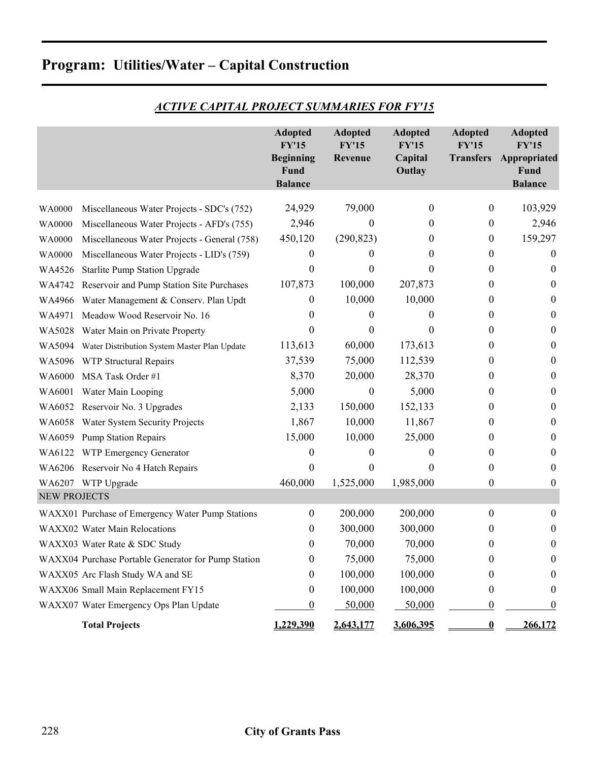# Program: Utilities/Water – Capital Construction

## *ACTIVE CAPITAL PROJECT SUMMARIES FOR FY'15*

| | | Adopted FY'15 Beginning Fund Balance | Adopted FY'15 Revenue | Adopted FY'15 Capital Outlay | Adopted FY'15 Transfers | Adopted FY'15 Appropriated Fund Balance |
|---|---|---|---|---|---|---|
| WA0000 | Miscellaneous Water Projects - SDC's (752) | 24,929 | 79,000 | 0 | 0 | 103,929 |
| WA0000 | Miscellaneous Water Projects - AFD's (755) | 2,946 | 0 | 0 | 0 | 2,946 |
| WA0000 | Miscellaneous Water Projects - General (758) | 450,120 | (290,823) | 0 | 0 | 159,297 |
| WA0000 | Miscellaneous Water Projects - LID's (759) | 0 | 0 | 0 | 0 | 0 |
| WA4526 | Starlite Pump Station Upgrade | 0 | 0 | 0 | 0 | 0 |
| WA4742 | Reservoir and Pump Station Site Purchases | 107,873 | 100,000 | 207,873 | 0 | 0 |
| WA4966 | Water Management & Conserv. Plan Updt | 0 | 10,000 | 10,000 | 0 | 0 |
| WA4971 | Meadow Wood Reservoir No. 16 | 0 | 0 | 0 | 0 | 0 |
| WA5028 | Water Main on Private Property | 0 | 0 | 0 | 0 | 0 |
| WA5094 | Water Distribution System Master Plan Update | 113,613 | 60,000 | 173,613 | 0 | 0 |
| WA5096 | WTP Structural Repairs | 37,539 | 75,000 | 112,539 | 0 | 0 |
| WA6000 | MSA Task Order #1 | 8,370 | 20,000 | 28,370 | 0 | 0 |
| WA6001 | Water Main Looping | 5,000 | 0 | 5,000 | 0 | 0 |
| WA6052 | Reservoir No. 3 Upgrades | 2,133 | 150,000 | 152,133 | 0 | 0 |
| WA6058 | Water System Security Projects | 1,867 | 10,000 | 11,867 | 0 | 0 |
| WA6059 | Pump Station Repairs | 15,000 | 10,000 | 25,000 | 0 | 0 |
| WA6122 | WTP Emergency Generator | 0 | 0 | 0 | 0 | 0 |
| WA6206 | Reservoir No 4 Hatch Repairs | 0 | 0 | 0 | 0 | 0 |
| WA6207 | WTP Upgrade | 460,000 | 1,525,000 | 1,985,000 | 0 | 0 |
| NEW PROJECTS | | | | | | |
| WAXX01 | Purchase of Emergency Water Pump Stations | 0 | 200,000 | 200,000 | 0 | 0 |
| WAXX02 | Water Main Relocations | 0 | 300,000 | 300,000 | 0 | 0 |
| WAXX03 | Water Rate & SDC Study | 0 | 70,000 | 70,000 | 0 | 0 |
| WAXX04 | Purchase Portable Generator for Pump Station | 0 | 75,000 | 75,000 | 0 | 0 |
| WAXX05 | Arc Flash Study WA and SE | 0 | 100,000 | 100,000 | 0 | 0 |
| WAXX06 | Small Main Replacement FY15 | 0 | 100,000 | 100,000 | 0 | 0 |
| WAXX07 | Water Emergency Ops Plan Update | 0 | 50,000 | 50,000 | 0 | 0 |
| | **Total Projects** | **1,229,390** | **2,643,177** | **3,606,395** | **0** | **266,172** |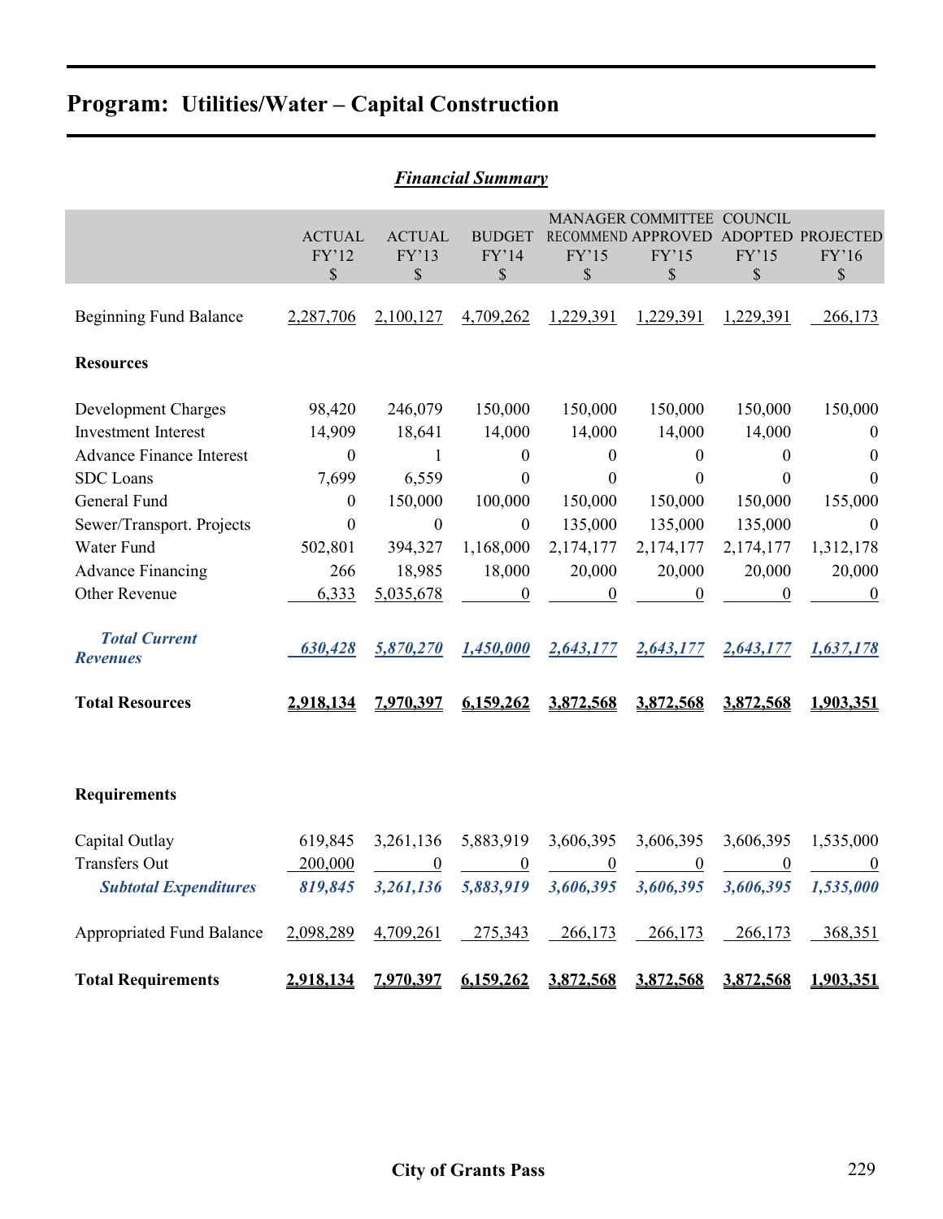# Program: Utilities/Water – Capital Construction

## *Financial Summary*

| | ACTUAL FY'12 $ | ACTUAL FY'13 $ | BUDGET FY'14 $ | MANAGER RECOMMEND FY'15 $ | COMMITTEE APPROVED FY'15 $ | COUNCIL ADOPTED FY'15 $ | PROJECTED FY'16 $ |
|---|---|---|---|---|---|---|---|
| Beginning Fund Balance | 2,287,706 | 2,100,127 | 4,709,262 | 1,229,391 | 1,229,391 | 1,229,391 | 266,173 |
| **Resources** | | | | | | | |
| Development Charges | 98,420 | 246,079 | 150,000 | 150,000 | 150,000 | 150,000 | 150,000 |
| Investment Interest | 14,909 | 18,641 | 14,000 | 14,000 | 14,000 | 14,000 | 0 |
| Advance Finance Interest | 0 | 1 | 0 | 0 | 0 | 0 | 0 |
| SDC Loans | 7,699 | 6,559 | 0 | 0 | 0 | 0 | 0 |
| General Fund | 0 | 150,000 | 100,000 | 150,000 | 150,000 | 150,000 | 155,000 |
| Sewer/Transport. Projects | 0 | 0 | 0 | 135,000 | 135,000 | 135,000 | 0 |
| Water Fund | 502,801 | 394,327 | 1,168,000 | 2,174,177 | 2,174,177 | 2,174,177 | 1,312,178 |
| Advance Financing | 266 | 18,985 | 18,000 | 20,000 | 20,000 | 20,000 | 20,000 |
| Other Revenue | 6,333 | 5,035,678 | 0 | 0 | 0 | 0 | 0 |
| ***Total Current Revenues*** | *630,428* | *5,870,270* | *1,450,000* | *2,643,177* | *2,643,177* | *2,643,177* | *1,637,178* |
| **Total Resources** | **2,918,134** | **7,970,397** | **6,159,262** | **3,872,568** | **3,872,568** | **3,872,568** | **1,903,351** |
| **Requirements** | | | | | | | |
| Capital Outlay | 619,845 | 3,261,136 | 5,883,919 | 3,606,395 | 3,606,395 | 3,606,395 | 1,535,000 |
| Transfers Out | 200,000 | 0 | 0 | 0 | 0 | 0 | 0 |
| ***Subtotal Expenditures*** | *819,845* | *3,261,136* | *5,883,919* | *3,606,395* | *3,606,395* | *3,606,395* | *1,535,000* |
| Appropriated Fund Balance | 2,098,289 | 4,709,261 | 275,343 | 266,173 | 266,173 | 266,173 | 368,351 |
| **Total Requirements** | **2,918,134** | **7,970,397** | **6,159,262** | **3,872,568** | **3,872,568** | **3,872,568** | **1,903,351** |

**City of Grants Pass**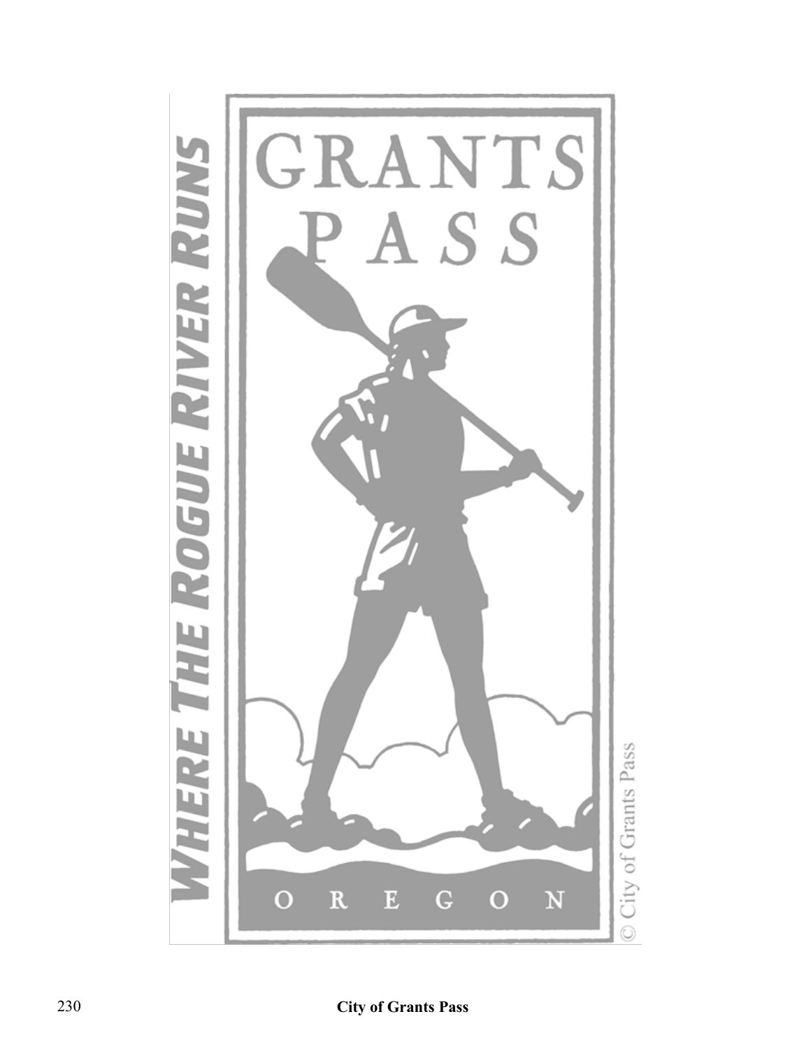WHERE THE ROGUE RIVER RUNS

GRANTS PASS

OREGON

© City of Grants Pass